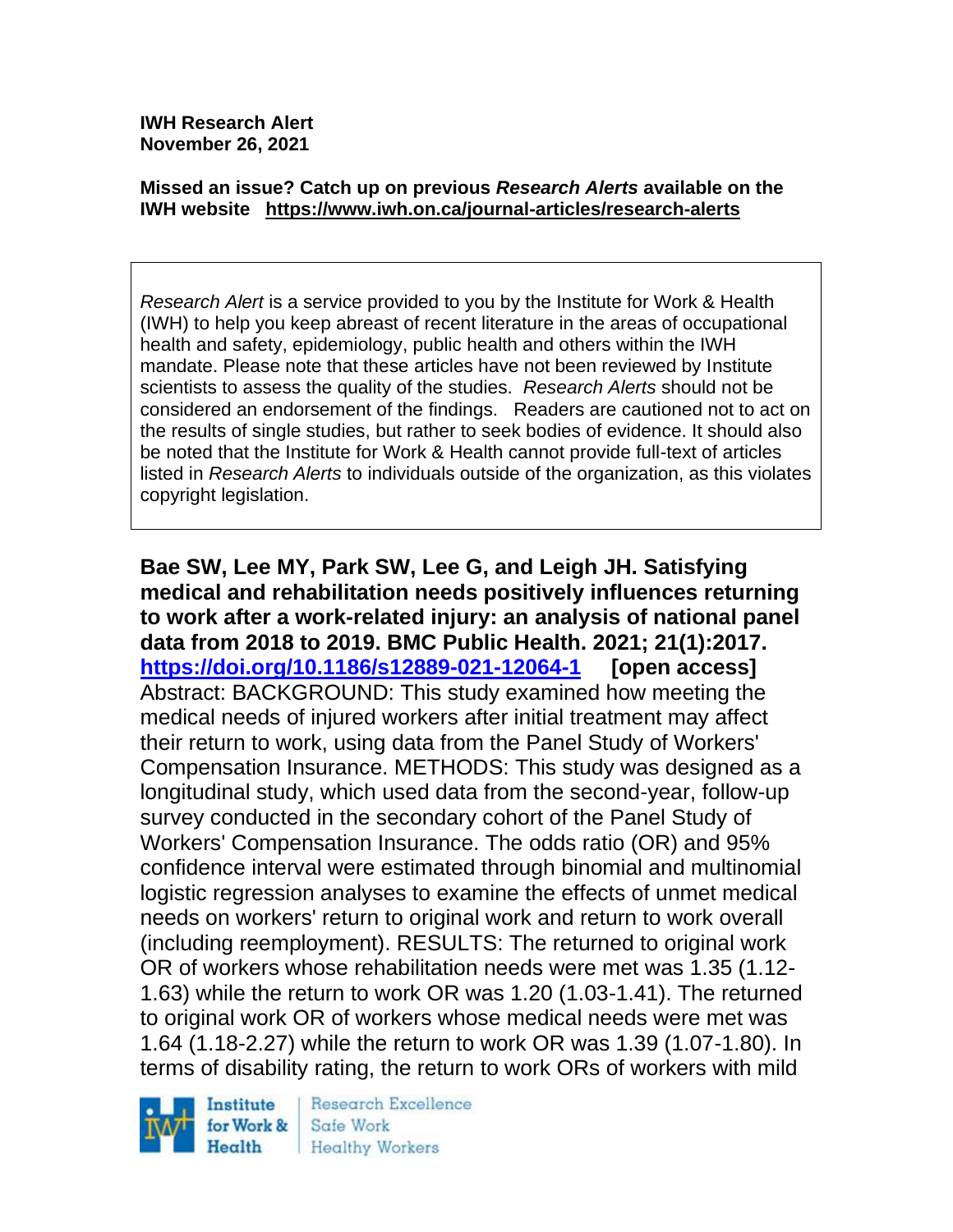**IWH Research Alert**
**November 26, 2021**

**Missed an issue? Catch up on previous *Research Alerts* available on the IWH website https://www.iwh.on.ca/journal-articles/research-alerts**

*Research Alert* is a service provided to you by the Institute for Work & Health (IWH) to help you keep abreast of recent literature in the areas of occupational health and safety, epidemiology, public health and others within the IWH mandate. Please note that these articles have not been reviewed by Institute scientists to assess the quality of the studies. *Research Alerts* should not be considered an endorsement of the findings. Readers are cautioned not to act on the results of single studies, but rather to seek bodies of evidence. It should also be noted that the Institute for Work & Health cannot provide full-text of articles listed in *Research Alerts* to individuals outside of the organization, as this violates copyright legislation.

**Bae SW, Lee MY, Park SW, Lee G, and Leigh JH. Satisfying medical and rehabilitation needs positively influences returning to work after a work-related injury: an analysis of national panel data from 2018 to 2019. BMC Public Health. 2021; 21(1):2017. https://doi.org/10.1186/s12889-021-12064-1 [open access]**
Abstract: BACKGROUND: This study examined how meeting the medical needs of injured workers after initial treatment may affect their return to work, using data from the Panel Study of Workers' Compensation Insurance. METHODS: This study was designed as a longitudinal study, which used data from the second-year, follow-up survey conducted in the secondary cohort of the Panel Study of Workers' Compensation Insurance. The odds ratio (OR) and 95% confidence interval were estimated through binomial and multinomial logistic regression analyses to examine the effects of unmet medical needs on workers' return to original work and return to work overall (including reemployment). RESULTS: The returned to original work OR of workers whose rehabilitation needs were met was 1.35 (1.12-1.63) while the return to work OR was 1.20 (1.03-1.41). The returned to original work OR of workers whose medical needs were met was 1.64 (1.18-2.27) while the return to work OR was 1.39 (1.07-1.80). In terms of disability rating, the return to work ORs of workers with mild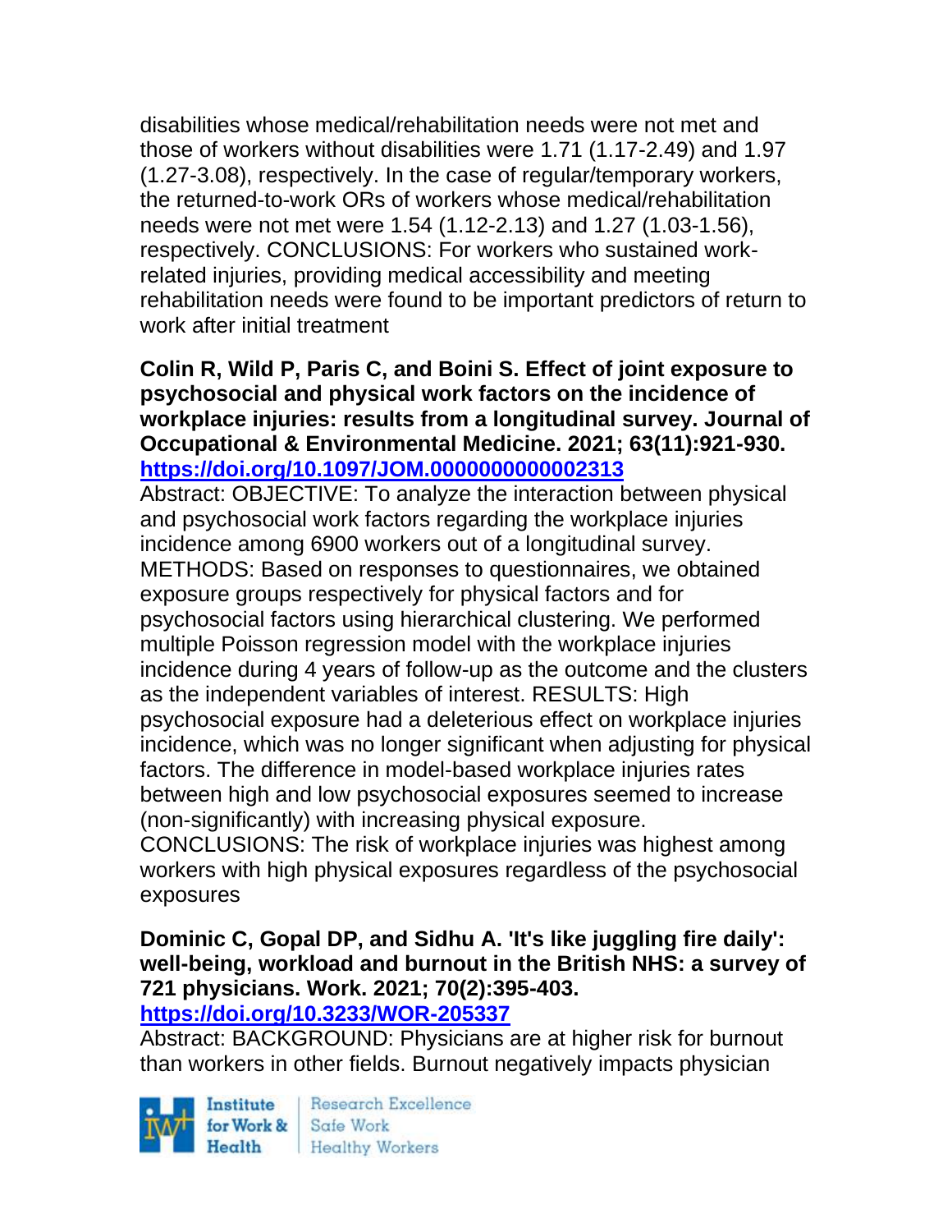disabilities whose medical/rehabilitation needs were not met and those of workers without disabilities were 1.71 (1.17-2.49) and 1.97 (1.27-3.08), respectively. In the case of regular/temporary workers, the returned-to-work ORs of workers whose medical/rehabilitation needs were not met were 1.54 (1.12-2.13) and 1.27 (1.03-1.56), respectively. CONCLUSIONS: For workers who sustained work-related injuries, providing medical accessibility and meeting rehabilitation needs were found to be important predictors of return to work after initial treatment

**Colin R, Wild P, Paris C, and Boini S. Effect of joint exposure to psychosocial and physical work factors on the incidence of workplace injuries: results from a longitudinal survey. Journal of Occupational & Environmental Medicine. 2021; 63(11):921-930. https://doi.org/10.1097/JOM.0000000000002313**

Abstract: OBJECTIVE: To analyze the interaction between physical and psychosocial work factors regarding the workplace injuries incidence among 6900 workers out of a longitudinal survey. METHODS: Based on responses to questionnaires, we obtained exposure groups respectively for physical factors and for psychosocial factors using hierarchical clustering. We performed multiple Poisson regression model with the workplace injuries incidence during 4 years of follow-up as the outcome and the clusters as the independent variables of interest. RESULTS: High psychosocial exposure had a deleterious effect on workplace injuries incidence, which was no longer significant when adjusting for physical factors. The difference in model-based workplace injuries rates between high and low psychosocial exposures seemed to increase (non-significantly) with increasing physical exposure. CONCLUSIONS: The risk of workplace injuries was highest among workers with high physical exposures regardless of the psychosocial exposures

**Dominic C, Gopal DP, and Sidhu A. 'It's like juggling fire daily': well-being, workload and burnout in the British NHS: a survey of 721 physicians. Work. 2021; 70(2):395-403. https://doi.org/10.3233/WOR-205337**

Abstract: BACKGROUND: Physicians are at higher risk for burnout than workers in other fields. Burnout negatively impacts physician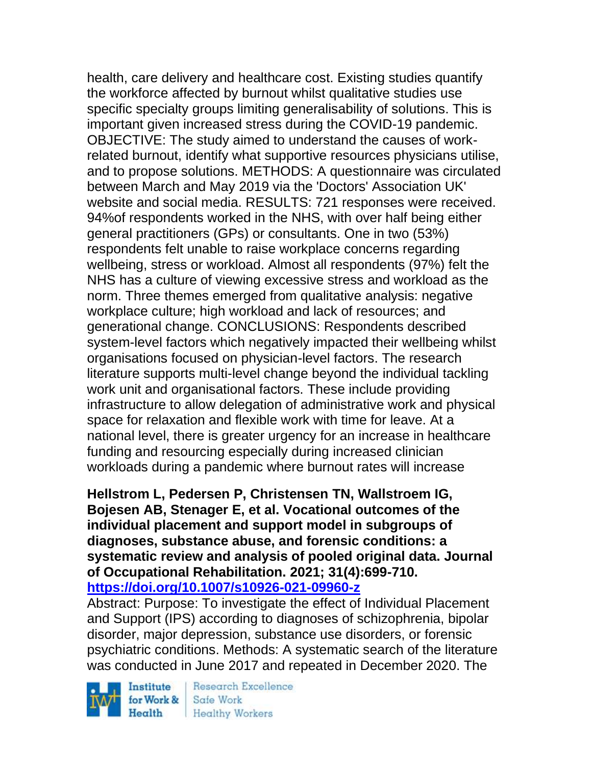health, care delivery and healthcare cost. Existing studies quantify the workforce affected by burnout whilst qualitative studies use specific specialty groups limiting generalisability of solutions. This is important given increased stress during the COVID-19 pandemic. OBJECTIVE: The study aimed to understand the causes of work-related burnout, identify what supportive resources physicians utilise, and to propose solutions. METHODS: A questionnaire was circulated between March and May 2019 via the 'Doctors' Association UK' website and social media. RESULTS: 721 responses were received. 94%of respondents worked in the NHS, with over half being either general practitioners (GPs) or consultants. One in two (53%) respondents felt unable to raise workplace concerns regarding wellbeing, stress or workload. Almost all respondents (97%) felt the NHS has a culture of viewing excessive stress and workload as the norm. Three themes emerged from qualitative analysis: negative workplace culture; high workload and lack of resources; and generational change. CONCLUSIONS: Respondents described system-level factors which negatively impacted their wellbeing whilst organisations focused on physician-level factors. The research literature supports multi-level change beyond the individual tackling work unit and organisational factors. These include providing infrastructure to allow delegation of administrative work and physical space for relaxation and flexible work with time for leave. At a national level, there is greater urgency for an increase in healthcare funding and resourcing especially during increased clinician workloads during a pandemic where burnout rates will increase

**Hellstrom L, Pedersen P, Christensen TN, Wallstroem IG, Bojesen AB, Stenager E, et al. Vocational outcomes of the individual placement and support model in subgroups of diagnoses, substance abuse, and forensic conditions: a systematic review and analysis of pooled original data. Journal of Occupational Rehabilitation. 2021; 31(4):699-710.**
**https://doi.org/10.1007/s10926-021-09960-z**

Abstract: Purpose: To investigate the effect of Individual Placement and Support (IPS) according to diagnoses of schizophrenia, bipolar disorder, major depression, substance use disorders, or forensic psychiatric conditions. Methods: A systematic search of the literature was conducted in June 2017 and repeated in December 2020. The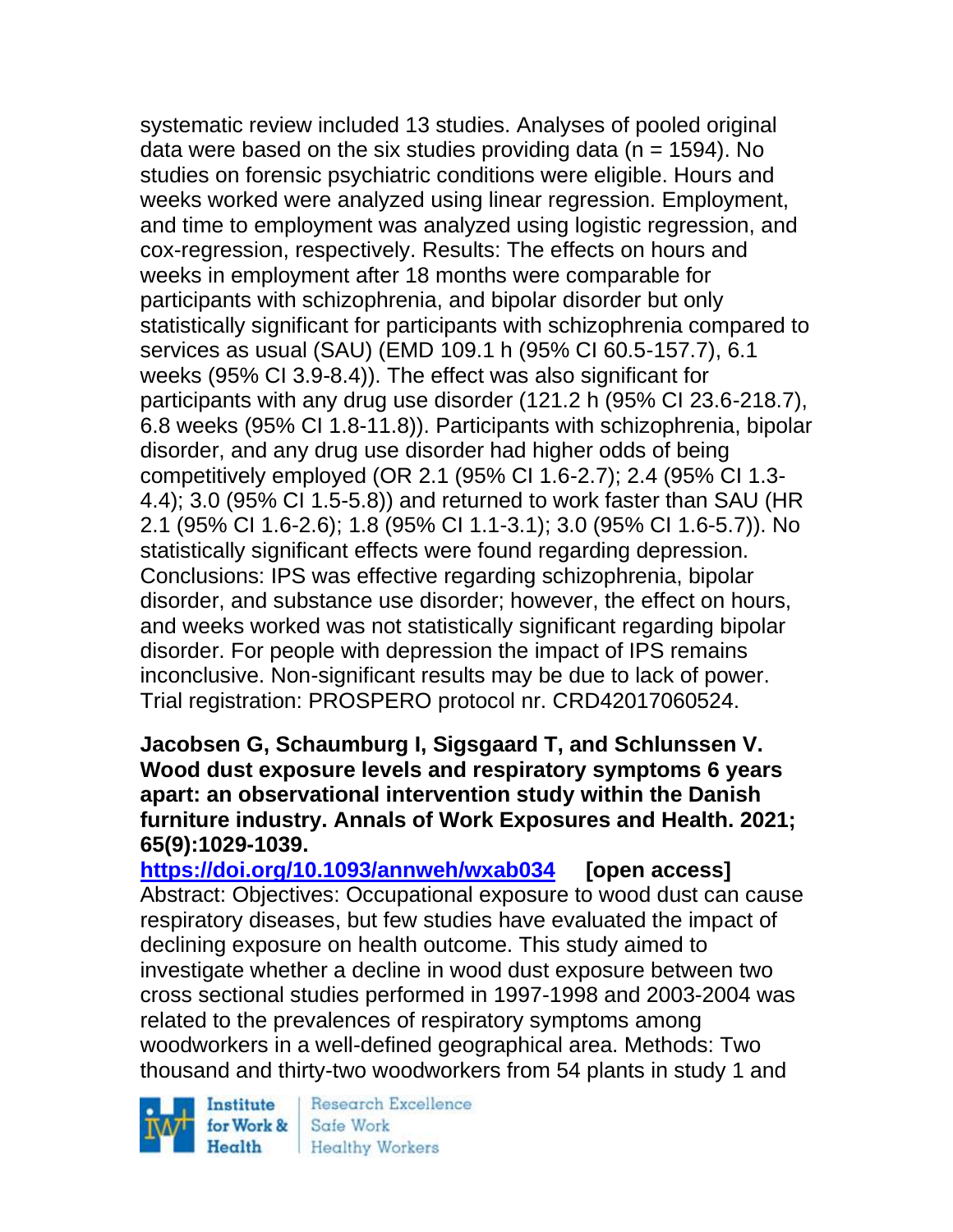systematic review included 13 studies. Analyses of pooled original data were based on the six studies providing data (n = 1594). No studies on forensic psychiatric conditions were eligible. Hours and weeks worked were analyzed using linear regression. Employment, and time to employment was analyzed using logistic regression, and cox-regression, respectively. Results: The effects on hours and weeks in employment after 18 months were comparable for participants with schizophrenia, and bipolar disorder but only statistically significant for participants with schizophrenia compared to services as usual (SAU) (EMD 109.1 h (95% CI 60.5-157.7), 6.1 weeks (95% CI 3.9-8.4)). The effect was also significant for participants with any drug use disorder (121.2 h (95% CI 23.6-218.7), 6.8 weeks (95% CI 1.8-11.8)). Participants with schizophrenia, bipolar disorder, and any drug use disorder had higher odds of being competitively employed (OR 2.1 (95% CI 1.6-2.7); 2.4 (95% CI 1.3-4.4); 3.0 (95% CI 1.5-5.8)) and returned to work faster than SAU (HR 2.1 (95% CI 1.6-2.6); 1.8 (95% CI 1.1-3.1); 3.0 (95% CI 1.6-5.7)). No statistically significant effects were found regarding depression. Conclusions: IPS was effective regarding schizophrenia, bipolar disorder, and substance use disorder; however, the effect on hours, and weeks worked was not statistically significant regarding bipolar disorder. For people with depression the impact of IPS remains inconclusive. Non-significant results may be due to lack of power. Trial registration: PROSPERO protocol nr. CRD42017060524.

**Jacobsen G, Schaumburg I, Sigsgaard T, and Schlunssen V. Wood dust exposure levels and respiratory symptoms 6 years apart: an observational intervention study within the Danish furniture industry. Annals of Work Exposures and Health. 2021; 65(9):1029-1039.**
**https://doi.org/10.1093/annweh/wxab034 [open access]**
Abstract: Objectives: Occupational exposure to wood dust can cause respiratory diseases, but few studies have evaluated the impact of declining exposure on health outcome. This study aimed to investigate whether a decline in wood dust exposure between two cross sectional studies performed in 1997-1998 and 2003-2004 was related to the prevalences of respiratory symptoms among woodworkers in a well-defined geographical area. Methods: Two thousand and thirty-two woodworkers from 54 plants in study 1 and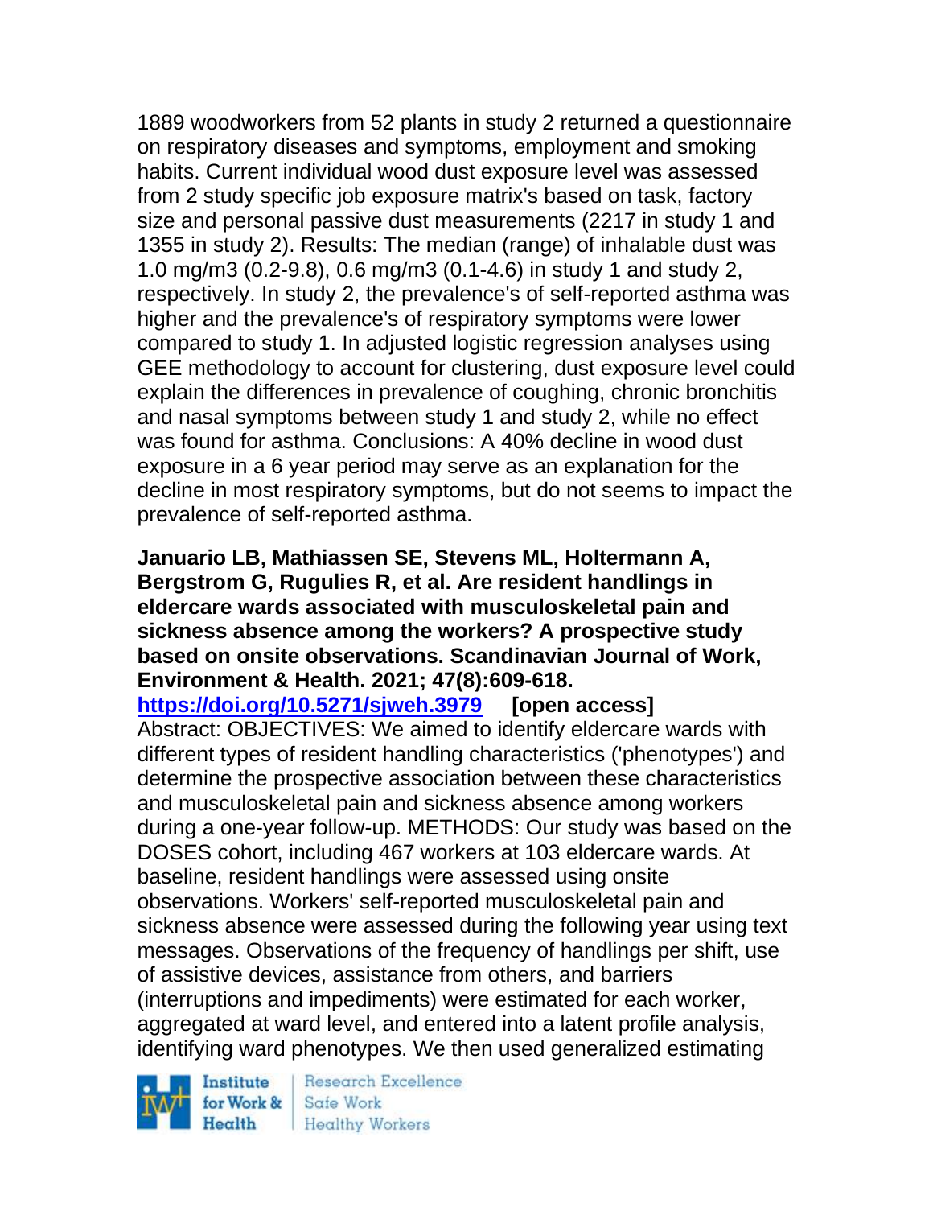1889 woodworkers from 52 plants in study 2 returned a questionnaire on respiratory diseases and symptoms, employment and smoking habits. Current individual wood dust exposure level was assessed from 2 study specific job exposure matrix's based on task, factory size and personal passive dust measurements (2217 in study 1 and 1355 in study 2). Results: The median (range) of inhalable dust was 1.0 mg/m3 (0.2-9.8), 0.6 mg/m3 (0.1-4.6) in study 1 and study 2, respectively. In study 2, the prevalence's of self-reported asthma was higher and the prevalence's of respiratory symptoms were lower compared to study 1. In adjusted logistic regression analyses using GEE methodology to account for clustering, dust exposure level could explain the differences in prevalence of coughing, chronic bronchitis and nasal symptoms between study 1 and study 2, while no effect was found for asthma. Conclusions: A 40% decline in wood dust exposure in a 6 year period may serve as an explanation for the decline in most respiratory symptoms, but do not seems to impact the prevalence of self-reported asthma.

**Januario LB, Mathiassen SE, Stevens ML, Holtermann A, Bergstrom G, Rugulies R, et al. Are resident handlings in eldercare wards associated with musculoskeletal pain and sickness absence among the workers? A prospective study based on onsite observations. Scandinavian Journal of Work, Environment & Health. 2021; 47(8):609-618.**
https://doi.org/10.5271/sjweh.3979 **[open access]**
Abstract: OBJECTIVES: We aimed to identify eldercare wards with different types of resident handling characteristics ('phenotypes') and determine the prospective association between these characteristics and musculoskeletal pain and sickness absence among workers during a one-year follow-up. METHODS: Our study was based on the DOSES cohort, including 467 workers at 103 eldercare wards. At baseline, resident handlings were assessed using onsite observations. Workers' self-reported musculoskeletal pain and sickness absence were assessed during the following year using text messages. Observations of the frequency of handlings per shift, use of assistive devices, assistance from others, and barriers (interruptions and impediments) were estimated for each worker, aggregated at ward level, and entered into a latent profile analysis, identifying ward phenotypes. We then used generalized estimating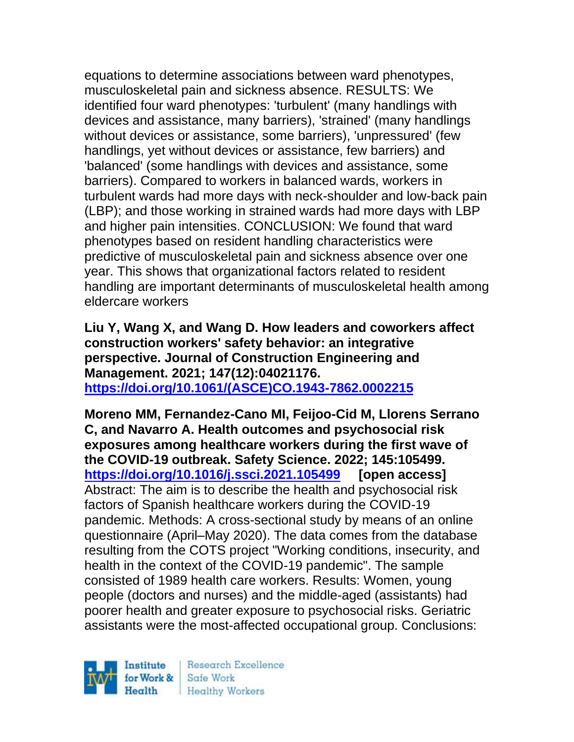equations to determine associations between ward phenotypes, musculoskeletal pain and sickness absence. RESULTS: We identified four ward phenotypes: 'turbulent' (many handlings with devices and assistance, many barriers), 'strained' (many handlings without devices or assistance, some barriers), 'unpressured' (few handlings, yet without devices or assistance, few barriers) and 'balanced' (some handlings with devices and assistance, some barriers). Compared to workers in balanced wards, workers in turbulent wards had more days with neck-shoulder and low-back pain (LBP); and those working in strained wards had more days with LBP and higher pain intensities. CONCLUSION: We found that ward phenotypes based on resident handling characteristics were predictive of musculoskeletal pain and sickness absence over one year. This shows that organizational factors related to resident handling are important determinants of musculoskeletal health among eldercare workers

**Liu Y, Wang X, and Wang D. How leaders and coworkers affect construction workers' safety behavior: an integrative perspective. Journal of Construction Engineering and Management. 2021; 147(12):04021176.**
**https://doi.org/10.1061/(ASCE)CO.1943-7862.0002215**

**Moreno MM, Fernandez-Cano MI, Feijoo-Cid M, Llorens Serrano C, and Navarro A. Health outcomes and psychosocial risk exposures among healthcare workers during the first wave of the COVID-19 outbreak. Safety Science. 2022; 145:105499.**
**https://doi.org/10.1016/j.ssci.2021.105499** **[open access]**
Abstract: The aim is to describe the health and psychosocial risk factors of Spanish healthcare workers during the COVID-19 pandemic. Methods: A cross-sectional study by means of an online questionnaire (April–May 2020). The data comes from the database resulting from the COTS project "Working conditions, insecurity, and health in the context of the COVID-19 pandemic". The sample consisted of 1989 health care workers. Results: Women, young people (doctors and nurses) and the middle-aged (assistants) had poorer health and greater exposure to psychosocial risks. Geriatric assistants were the most-affected occupational group. Conclusions: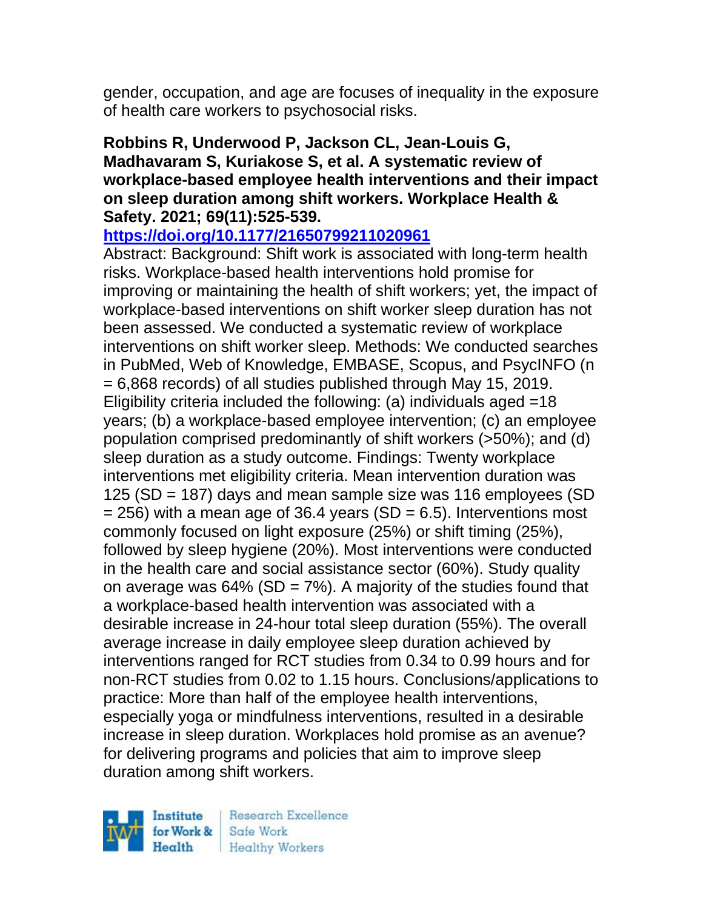gender, occupation, and age are focuses of inequality in the exposure of health care workers to psychosocial risks.

**Robbins R, Underwood P, Jackson CL, Jean-Louis G, Madhavaram S, Kuriakose S, et al. A systematic review of workplace-based employee health interventions and their impact on sleep duration among shift workers. Workplace Health & Safety. 2021; 69(11):525-539.**
**https://doi.org/10.1177/21650799211020961**

Abstract: Background: Shift work is associated with long-term health risks. Workplace-based health interventions hold promise for improving or maintaining the health of shift workers; yet, the impact of workplace-based interventions on shift worker sleep duration has not been assessed. We conducted a systematic review of workplace interventions on shift worker sleep. Methods: We conducted searches in PubMed, Web of Knowledge, EMBASE, Scopus, and PsycINFO (n = 6,868 records) of all studies published through May 15, 2019. Eligibility criteria included the following: (a) individuals aged =18 years; (b) a workplace-based employee intervention; (c) an employee population comprised predominantly of shift workers (>50%); and (d) sleep duration as a study outcome. Findings: Twenty workplace interventions met eligibility criteria. Mean intervention duration was 125 (SD = 187) days and mean sample size was 116 employees (SD = 256) with a mean age of 36.4 years (SD = 6.5). Interventions most commonly focused on light exposure (25%) or shift timing (25%), followed by sleep hygiene (20%). Most interventions were conducted in the health care and social assistance sector (60%). Study quality on average was 64% (SD = 7%). A majority of the studies found that a workplace-based health intervention was associated with a desirable increase in 24-hour total sleep duration (55%). The overall average increase in daily employee sleep duration achieved by interventions ranged for RCT studies from 0.34 to 0.99 hours and for non-RCT studies from 0.02 to 1.15 hours. Conclusions/applications to practice: More than half of the employee health interventions, especially yoga or mindfulness interventions, resulted in a desirable increase in sleep duration. Workplaces hold promise as an avenue? for delivering programs and policies that aim to improve sleep duration among shift workers.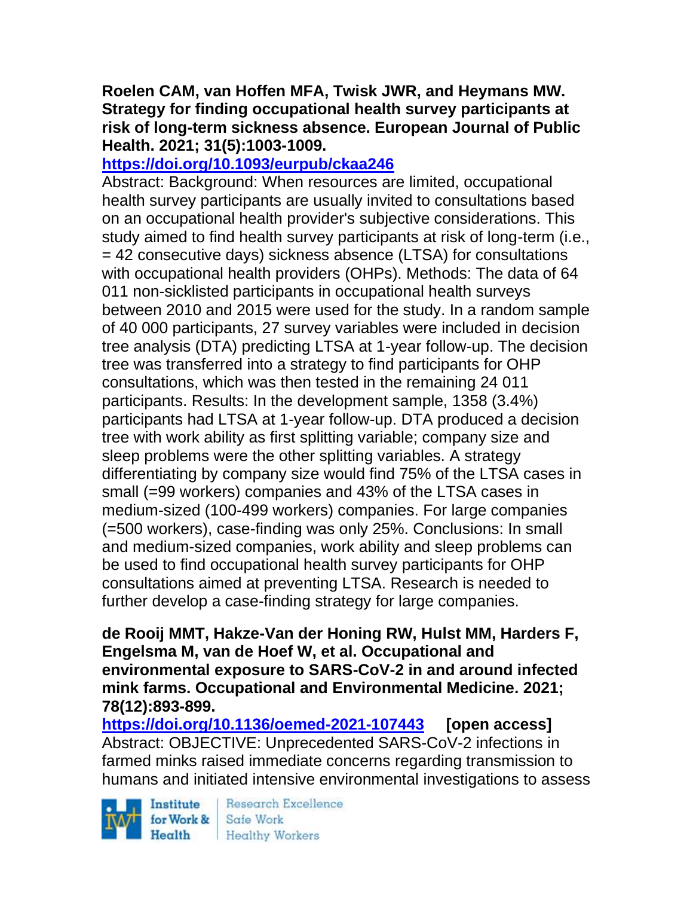**Roelen CAM, van Hoffen MFA, Twisk JWR, and Heymans MW. Strategy for finding occupational health survey participants at risk of long-term sickness absence. European Journal of Public Health. 2021; 31(5):1003-1009.**
**https://doi.org/10.1093/eurpub/ckaa246**
Abstract: Background: When resources are limited, occupational health survey participants are usually invited to consultations based on an occupational health provider's subjective considerations. This study aimed to find health survey participants at risk of long-term (i.e., = 42 consecutive days) sickness absence (LTSA) for consultations with occupational health providers (OHPs). Methods: The data of 64 011 non-sicklisted participants in occupational health surveys between 2010 and 2015 were used for the study. In a random sample of 40 000 participants, 27 survey variables were included in decision tree analysis (DTA) predicting LTSA at 1-year follow-up. The decision tree was transferred into a strategy to find participants for OHP consultations, which was then tested in the remaining 24 011 participants. Results: In the development sample, 1358 (3.4%) participants had LTSA at 1-year follow-up. DTA produced a decision tree with work ability as first splitting variable; company size and sleep problems were the other splitting variables. A strategy differentiating by company size would find 75% of the LTSA cases in small (=99 workers) companies and 43% of the LTSA cases in medium-sized (100-499 workers) companies. For large companies (=500 workers), case-finding was only 25%. Conclusions: In small and medium-sized companies, work ability and sleep problems can be used to find occupational health survey participants for OHP consultations aimed at preventing LTSA. Research is needed to further develop a case-finding strategy for large companies.

**de Rooij MMT, Hakze-Van der Honing RW, Hulst MM, Harders F, Engelsma M, van de Hoef W, et al. Occupational and environmental exposure to SARS-CoV-2 in and around infected mink farms. Occupational and Environmental Medicine. 2021; 78(12):893-899.**
**https://doi.org/10.1136/oemed-2021-107443** **[open access]**
Abstract: OBJECTIVE: Unprecedented SARS-CoV-2 infections in farmed minks raised immediate concerns regarding transmission to humans and initiated intensive environmental investigations to assess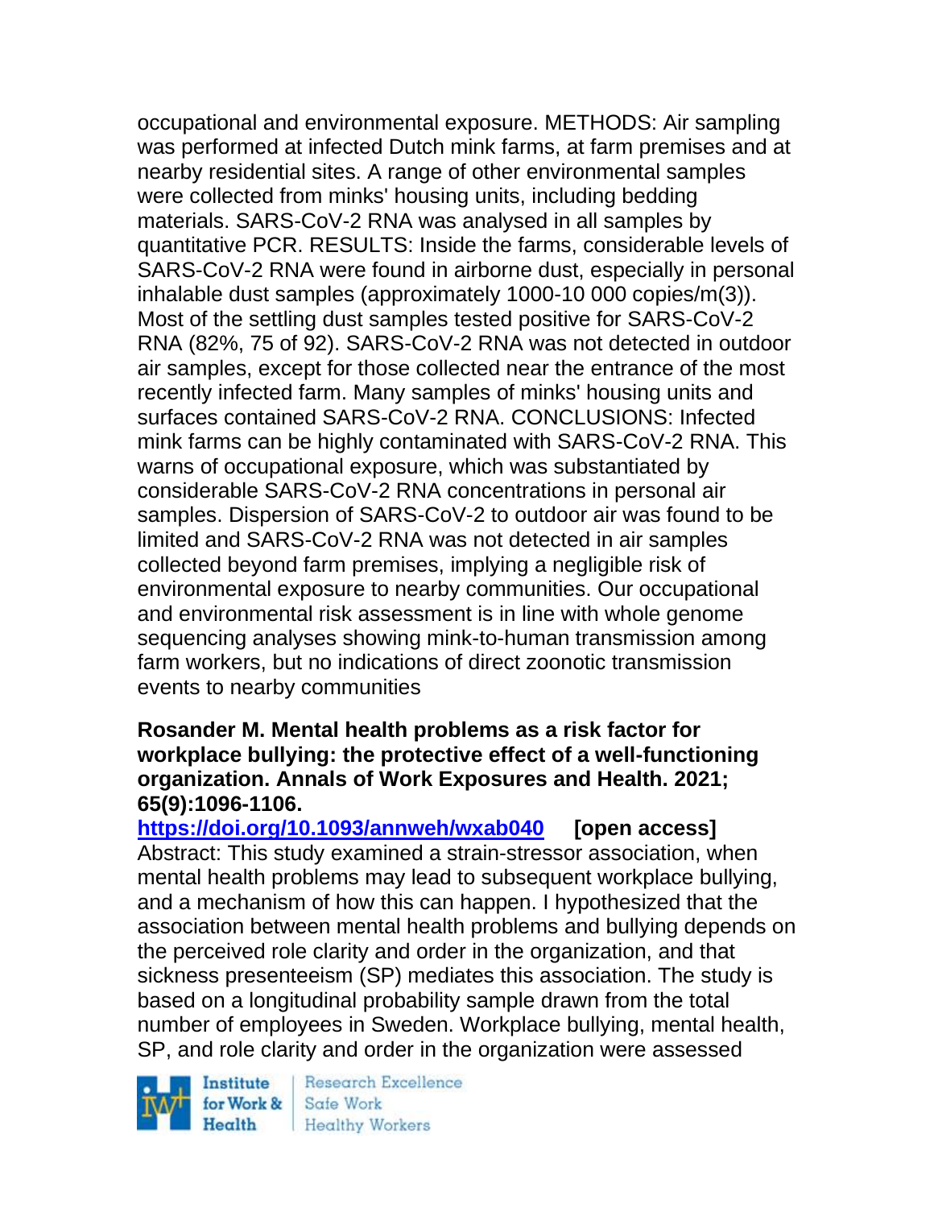occupational and environmental exposure. METHODS: Air sampling was performed at infected Dutch mink farms, at farm premises and at nearby residential sites. A range of other environmental samples were collected from minks' housing units, including bedding materials. SARS-CoV-2 RNA was analysed in all samples by quantitative PCR. RESULTS: Inside the farms, considerable levels of SARS-CoV-2 RNA were found in airborne dust, especially in personal inhalable dust samples (approximately 1000-10 000 copies/m(3)). Most of the settling dust samples tested positive for SARS-CoV-2 RNA (82%, 75 of 92). SARS-CoV-2 RNA was not detected in outdoor air samples, except for those collected near the entrance of the most recently infected farm. Many samples of minks' housing units and surfaces contained SARS-CoV-2 RNA. CONCLUSIONS: Infected mink farms can be highly contaminated with SARS-CoV-2 RNA. This warns of occupational exposure, which was substantiated by considerable SARS-CoV-2 RNA concentrations in personal air samples. Dispersion of SARS-CoV-2 to outdoor air was found to be limited and SARS-CoV-2 RNA was not detected in air samples collected beyond farm premises, implying a negligible risk of environmental exposure to nearby communities. Our occupational and environmental risk assessment is in line with whole genome sequencing analyses showing mink-to-human transmission among farm workers, but no indications of direct zoonotic transmission events to nearby communities

**Rosander M. Mental health problems as a risk factor for workplace bullying: the protective effect of a well-functioning organization. Annals of Work Exposures and Health. 2021; 65(9):1096-1106.**

**https://doi.org/10.1093/annweh/wxab040 [open access]**

Abstract: This study examined a strain-stressor association, when mental health problems may lead to subsequent workplace bullying, and a mechanism of how this can happen. I hypothesized that the association between mental health problems and bullying depends on the perceived role clarity and order in the organization, and that sickness presenteeism (SP) mediates this association. The study is based on a longitudinal probability sample drawn from the total number of employees in Sweden. Workplace bullying, mental health, SP, and role clarity and order in the organization were assessed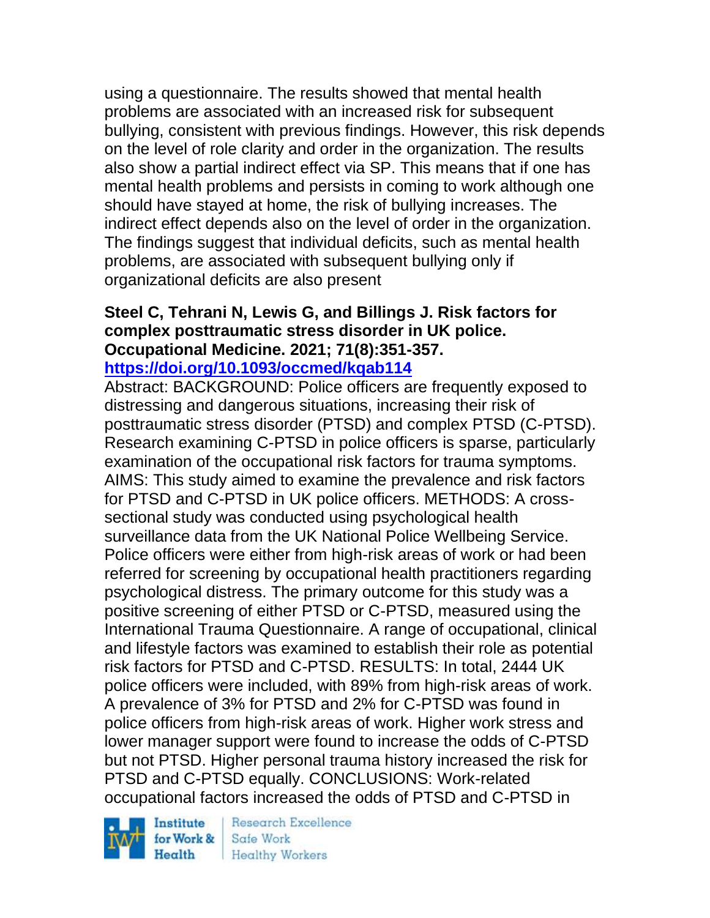using a questionnaire. The results showed that mental health problems are associated with an increased risk for subsequent bullying, consistent with previous findings. However, this risk depends on the level of role clarity and order in the organization. The results also show a partial indirect effect via SP. This means that if one has mental health problems and persists in coming to work although one should have stayed at home, the risk of bullying increases. The indirect effect depends also on the level of order in the organization. The findings suggest that individual deficits, such as mental health problems, are associated with subsequent bullying only if organizational deficits are also present

**Steel C, Tehrani N, Lewis G, and Billings J. Risk factors for complex posttraumatic stress disorder in UK police. Occupational Medicine. 2021; 71(8):351-357.**
**https://doi.org/10.1093/occmed/kqab114**

Abstract: BACKGROUND: Police officers are frequently exposed to distressing and dangerous situations, increasing their risk of posttraumatic stress disorder (PTSD) and complex PTSD (C-PTSD). Research examining C-PTSD in police officers is sparse, particularly examination of the occupational risk factors for trauma symptoms. AIMS: This study aimed to examine the prevalence and risk factors for PTSD and C-PTSD in UK police officers. METHODS: A cross-sectional study was conducted using psychological health surveillance data from the UK National Police Wellbeing Service. Police officers were either from high-risk areas of work or had been referred for screening by occupational health practitioners regarding psychological distress. The primary outcome for this study was a positive screening of either PTSD or C-PTSD, measured using the International Trauma Questionnaire. A range of occupational, clinical and lifestyle factors was examined to establish their role as potential risk factors for PTSD and C-PTSD. RESULTS: In total, 2444 UK police officers were included, with 89% from high-risk areas of work. A prevalence of 3% for PTSD and 2% for C-PTSD was found in police officers from high-risk areas of work. Higher work stress and lower manager support were found to increase the odds of C-PTSD but not PTSD. Higher personal trauma history increased the risk for PTSD and C-PTSD equally. CONCLUSIONS: Work-related occupational factors increased the odds of PTSD and C-PTSD in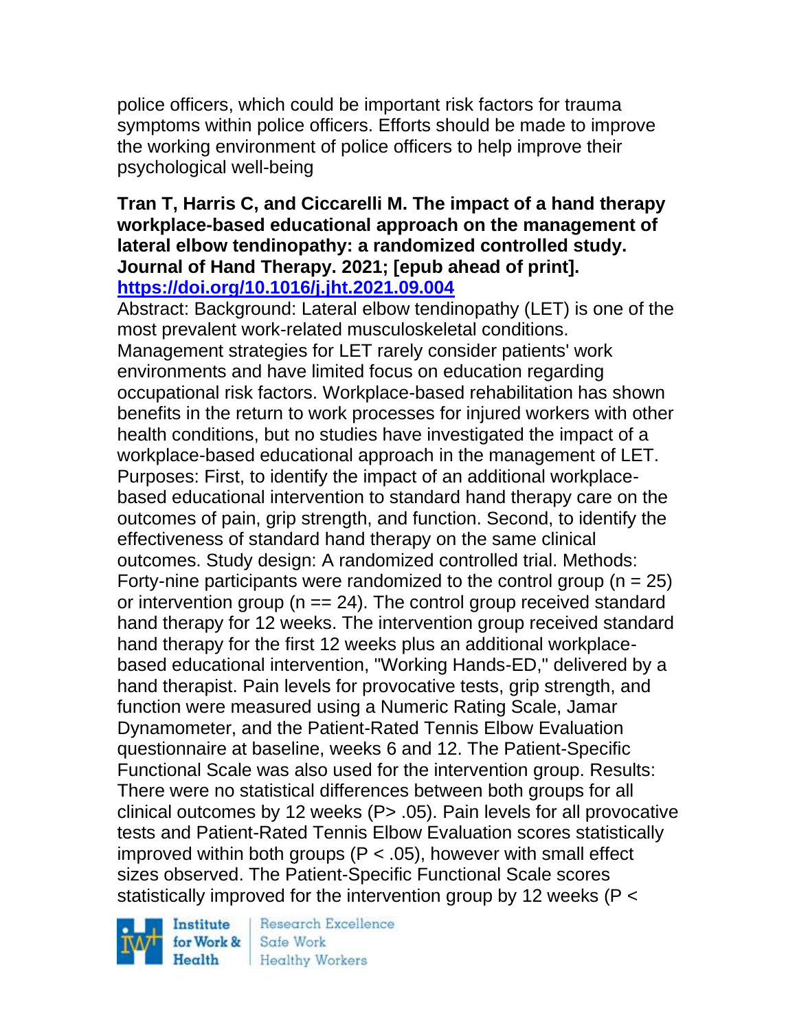police officers, which could be important risk factors for trauma symptoms within police officers. Efforts should be made to improve the working environment of police officers to help improve their psychological well-being

**Tran T, Harris C, and Ciccarelli M. The impact of a hand therapy workplace-based educational approach on the management of lateral elbow tendinopathy: a randomized controlled study. Journal of Hand Therapy. 2021; [epub ahead of print].**
**https://doi.org/10.1016/j.jht.2021.09.004**

Abstract: Background: Lateral elbow tendinopathy (LET) is one of the most prevalent work-related musculoskeletal conditions. Management strategies for LET rarely consider patients' work environments and have limited focus on education regarding occupational risk factors. Workplace-based rehabilitation has shown benefits in the return to work processes for injured workers with other health conditions, but no studies have investigated the impact of a workplace-based educational approach in the management of LET. Purposes: First, to identify the impact of an additional workplace-based educational intervention to standard hand therapy care on the outcomes of pain, grip strength, and function. Second, to identify the effectiveness of standard hand therapy on the same clinical outcomes. Study design: A randomized controlled trial. Methods: Forty-nine participants were randomized to the control group ($n = 25$) or intervention group ($n == 24$). The control group received standard hand therapy for 12 weeks. The intervention group received standard hand therapy for the first 12 weeks plus an additional workplace-based educational intervention, "Working Hands-ED," delivered by a hand therapist. Pain levels for provocative tests, grip strength, and function were measured using a Numeric Rating Scale, Jamar Dynamometer, and the Patient-Rated Tennis Elbow Evaluation questionnaire at baseline, weeks 6 and 12. The Patient-Specific Functional Scale was also used for the intervention group. Results: There were no statistical differences between both groups for all clinical outcomes by 12 weeks ($P > .05$). Pain levels for all provocative tests and Patient-Rated Tennis Elbow Evaluation scores statistically improved within both groups ($P < .05$), however with small effect sizes observed. The Patient-Specific Functional Scale scores statistically improved for the intervention group by 12 weeks (P <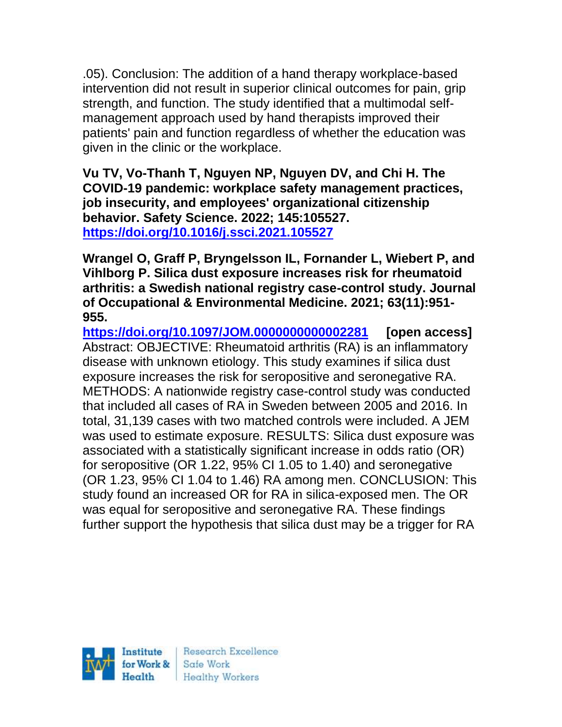.05). Conclusion: The addition of a hand therapy workplace-based intervention did not result in superior clinical outcomes for pain, grip strength, and function. The study identified that a multimodal self-management approach used by hand therapists improved their patients' pain and function regardless of whether the education was given in the clinic or the workplace.

**Vu TV, Vo-Thanh T, Nguyen NP, Nguyen DV, and Chi H. The COVID-19 pandemic: workplace safety management practices, job insecurity, and employees' organizational citizenship behavior. Safety Science. 2022; 145:105527.**
**https://doi.org/10.1016/j.ssci.2021.105527**

**Wrangel O, Graff P, Bryngelsson IL, Fornander L, Wiebert P, and Vihlborg P. Silica dust exposure increases risk for rheumatoid arthritis: a Swedish national registry case-control study. Journal of Occupational & Environmental Medicine. 2021; 63(11):951-955.**
**https://doi.org/10.1097/JOM.0000000000002281** **[open access]**
Abstract: OBJECTIVE: Rheumatoid arthritis (RA) is an inflammatory disease with unknown etiology. This study examines if silica dust exposure increases the risk for seropositive and seronegative RA. METHODS: A nationwide registry case-control study was conducted that included all cases of RA in Sweden between 2005 and 2016. In total, 31,139 cases with two matched controls were included. A JEM was used to estimate exposure. RESULTS: Silica dust exposure was associated with a statistically significant increase in odds ratio (OR) for seropositive (OR 1.22, 95% CI 1.05 to 1.40) and seronegative (OR 1.23, 95% CI 1.04 to 1.46) RA among men. CONCLUSION: This study found an increased OR for RA in silica-exposed men. The OR was equal for seropositive and seronegative RA. These findings further support the hypothesis that silica dust may be a trigger for RA